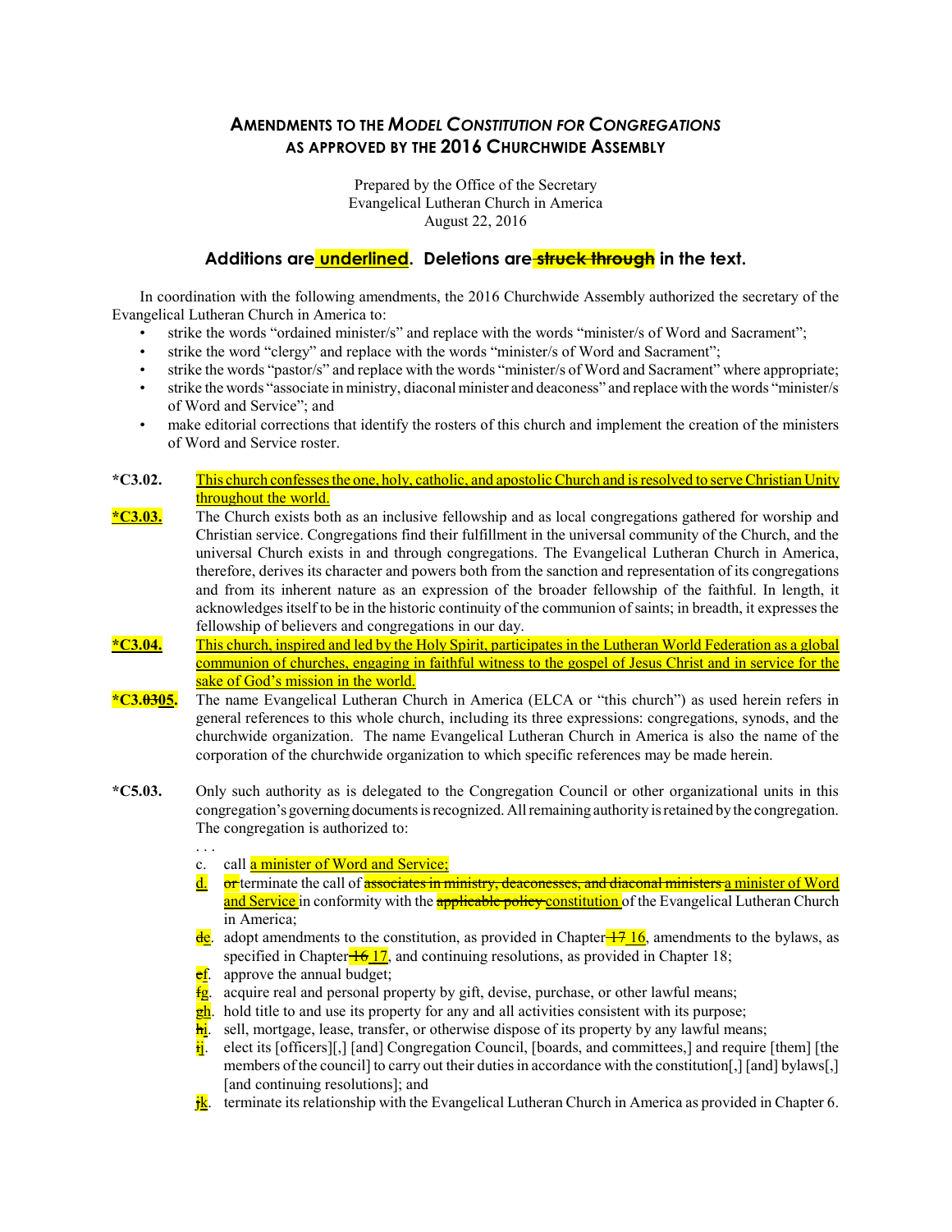# AMENDMENTS TO THE *MODEL CONSTITUTION FOR CONGREGATIONS* AS APPROVED BY THE 2016 CHURCHWIDE ASSEMBLY

Prepared by the Office of the Secretary
Evangelical Lutheran Church in America
August 22, 2016

## Additions are <u>underlined</u>. Deletions are ~~struck through~~ in the text.

In coordination with the following amendments, the 2016 Churchwide Assembly authorized the secretary of the Evangelical Lutheran Church in America to:

- strike the words "ordained minister/s" and replace with the words "minister/s of Word and Sacrament";
- strike the word "clergy" and replace with the words "minister/s of Word and Sacrament";
- strike the words "pastor/s" and replace with the words "minister/s of Word and Sacrament" where appropriate;
- strike the words "associate in ministry, diaconal minister and deaconess" and replace with the words "minister/s of Word and Service"; and
- make editorial corrections that identify the rosters of this church and implement the creation of the ministers of Word and Service roster.

**\*C3.02.** <u>This church confesses the one, holy, catholic, and apostolic Church and is resolved to serve Christian Unity throughout the world.</u>

**<u>\*C3.03.</u>** The Church exists both as an inclusive fellowship and as local congregations gathered for worship and Christian service. Congregations find their fulfillment in the universal community of the Church, and the universal Church exists in and through congregations. The Evangelical Lutheran Church in America, therefore, derives its character and powers both from the sanction and representation of its congregations and from its inherent nature as an expression of the broader fellowship of the faithful. In length, it acknowledges itself to be in the historic continuity of the communion of saints; in breadth, it expresses the fellowship of believers and congregations in our day.

**<u>\*C3.04.</u>** <u>This church, inspired and led by the Holy Spirit, participates in the Lutheran World Federation as a global communion of churches, engaging in faithful witness to the gospel of Jesus Christ and in service for the sake of God's mission in the world.</u>

**\*C3.~~03~~<u>05</u>.** The name Evangelical Lutheran Church in America (ELCA or "this church") as used herein refers in general references to this whole church, including its three expressions: congregations, synods, and the churchwide organization. The name Evangelical Lutheran Church in America is also the name of the corporation of the churchwide organization to which specific references may be made herein.

**\*C5.03.** Only such authority as is delegated to the Congregation Council or other organizational units in this congregation's governing documents is recognized. All remaining authority is retained by the congregation. The congregation is authorized to:

. . .

c. call <u>a minister of Word and Service;</u>

<u>d.</u> ~~or~~ terminate the call of ~~associates in ministry, deaconesses, and diaconal ministers~~ <u>a minister of Word and Service</u> in conformity with the ~~applicable policy~~ <u>constitution</u> of the Evangelical Lutheran Church in America;

~~d~~<u>e</u>. adopt amendments to the constitution, as provided in Chapter ~~17~~ <u>16</u>, amendments to the bylaws, as specified in Chapter ~~16~~ <u>17</u>, and continuing resolutions, as provided in Chapter 18;

~~e~~<u>f</u>. approve the annual budget;

~~f~~<u>g</u>. acquire real and personal property by gift, devise, purchase, or other lawful means;

~~g~~<u>h</u>. hold title to and use its property for any and all activities consistent with its purpose;

~~h~~<u>i</u>. sell, mortgage, lease, transfer, or otherwise dispose of its property by any lawful means;

~~i~~<u>j</u>. elect its [officers][,] [and] Congregation Council, [boards, and committees,] and require [them] [the members of the council] to carry out their duties in accordance with the constitution[,] [and] bylaws[,] [and continuing resolutions]; and

~~j~~<u>k</u>. terminate its relationship with the Evangelical Lutheran Church in America as provided in Chapter 6.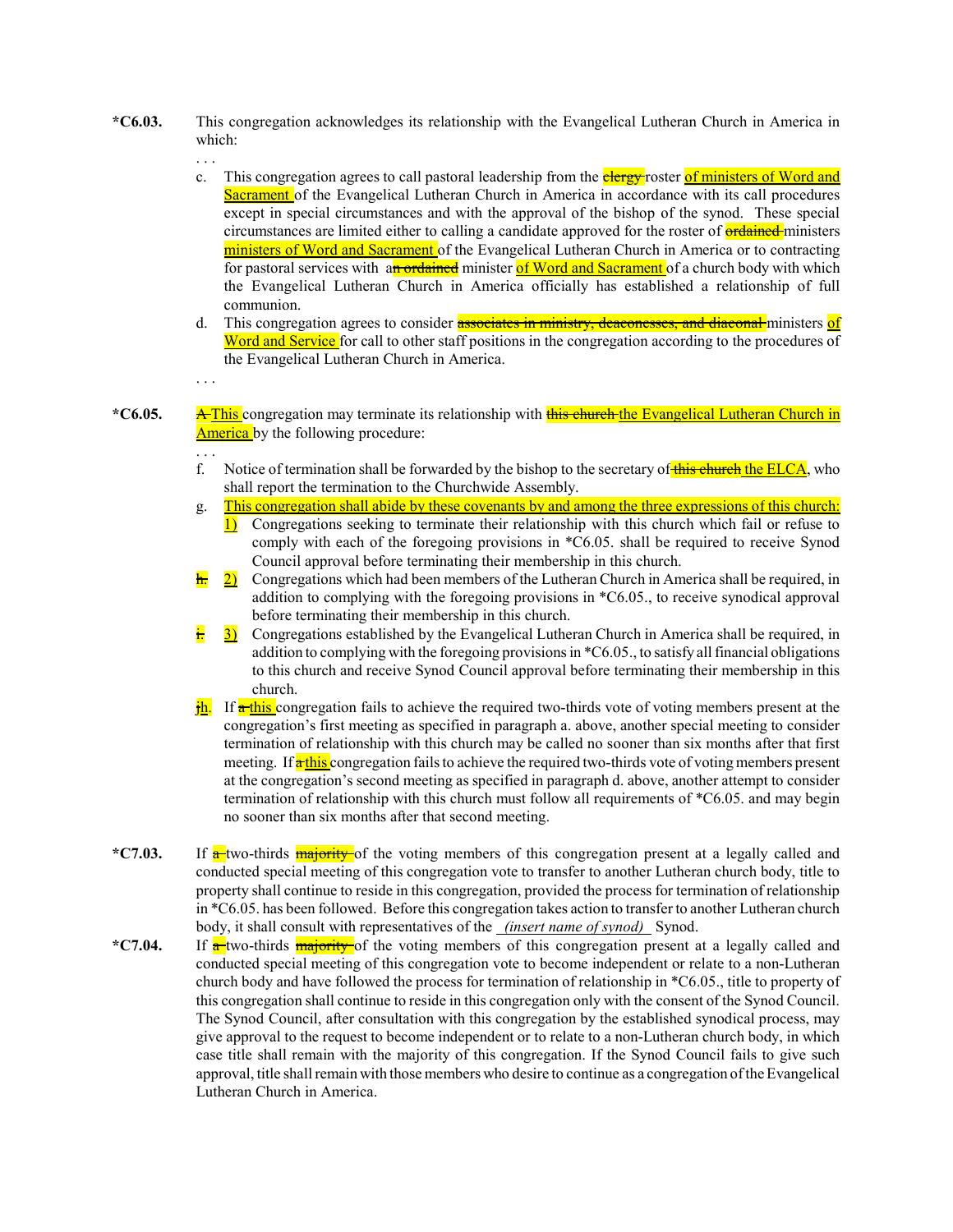**\*C6.03.** This congregation acknowledges its relationship with the Evangelical Lutheran Church in America in which:

. . .

c. This congregation agrees to call pastoral leadership from the ~~clergy~~ roster <u>of ministers of Word and Sacrament</u> of the Evangelical Lutheran Church in America in accordance with its call procedures except in special circumstances and with the approval of the bishop of the synod. These special circumstances are limited either to calling a candidate approved for the roster of ~~ordained~~ ministers <u>ministers of Word and Sacrament</u> of the Evangelical Lutheran Church in America or to contracting for pastoral services with a~~n ordained~~ minister <u>of Word and Sacrament</u> of a church body with which the Evangelical Lutheran Church in America officially has established a relationship of full communion.

d. This congregation agrees to consider ~~associates in ministry, deaconesses, and diaconal~~ ministers <u>of Word and Service</u> for call to other staff positions in the congregation according to the procedures of the Evangelical Lutheran Church in America.

. . .

**\*C6.05.** ~~A~~ <u>This</u> congregation may terminate its relationship with ~~this church~~ <u>the Evangelical Lutheran Church in America</u> by the following procedure:

. . .

f. Notice of termination shall be forwarded by the bishop to the secretary of ~~this church~~ <u>the ELCA</u>, who shall report the termination to the Churchwide Assembly.

g. <u>This congregation shall abide by these covenants by and among the three expressions of this church:</u>

<u>1)</u> Congregations seeking to terminate their relationship with this church which fail or refuse to comply with each of the foregoing provisions in \*C6.05. shall be required to receive Synod Council approval before terminating their membership in this church.

~~h.~~ <u>2)</u> Congregations which had been members of the Lutheran Church in America shall be required, in addition to complying with the foregoing provisions in \*C6.05., to receive synodical approval before terminating their membership in this church.

~~i.~~ <u>3)</u> Congregations established by the Evangelical Lutheran Church in America shall be required, in addition to complying with the foregoing provisions in \*C6.05., to satisfy all financial obligations to this church and receive Synod Council approval before terminating their membership in this church.

~~j~~<u>h</u>. If ~~a~~ <u>this</u> congregation fails to achieve the required two-thirds vote of voting members present at the congregation's first meeting as specified in paragraph a. above, another special meeting to consider termination of relationship with this church may be called no sooner than six months after that first meeting. If ~~a~~ <u>this</u> congregation fails to achieve the required two-thirds vote of voting members present at the congregation's second meeting as specified in paragraph d. above, another attempt to consider termination of relationship with this church must follow all requirements of \*C6.05. and may begin no sooner than six months after that second meeting.

**\*C7.03.** If ~~a~~ two-thirds ~~majority~~ of the voting members of this congregation present at a legally called and conducted special meeting of this congregation vote to transfer to another Lutheran church body, title to property shall continue to reside in this congregation, provided the process for termination of relationship in \*C6.05. has been followed. Before this congregation takes action to transfer to another Lutheran church body, it shall consult with representatives of the *(insert name of synod)* Synod.

**\*C7.04.** If ~~a~~ two-thirds ~~majority~~ of the voting members of this congregation present at a legally called and conducted special meeting of this congregation vote to become independent or relate to a non-Lutheran church body and have followed the process for termination of relationship in \*C6.05., title to property of this congregation shall continue to reside in this congregation only with the consent of the Synod Council. The Synod Council, after consultation with this congregation by the established synodical process, may give approval to the request to become independent or to relate to a non-Lutheran church body, in which case title shall remain with the majority of this congregation. If the Synod Council fails to give such approval, title shall remain with those members who desire to continue as a congregation of the Evangelical Lutheran Church in America.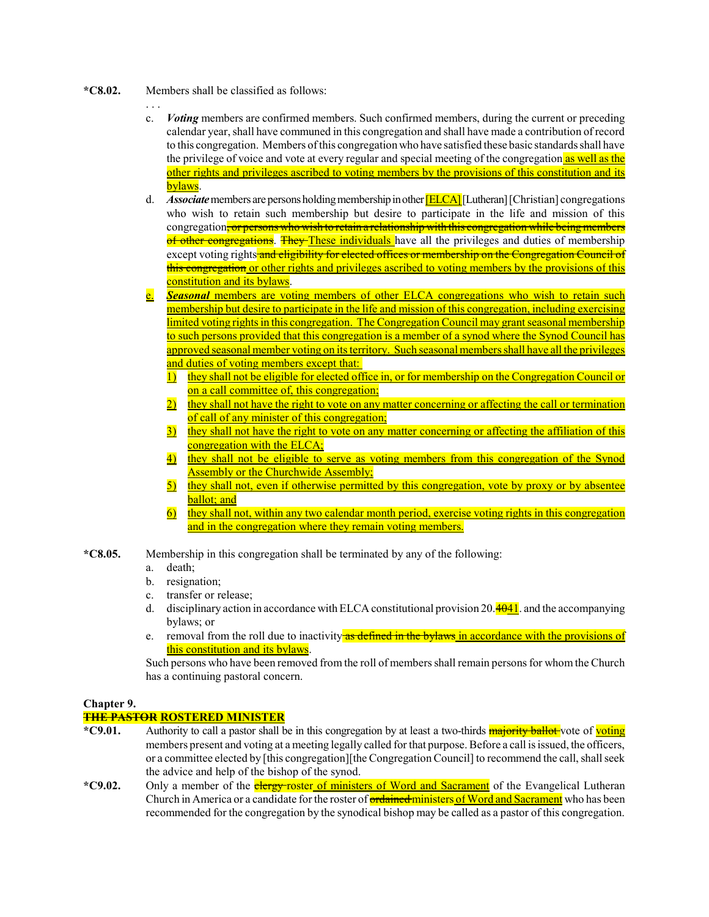**\*C8.02.** Members shall be classified as follows:

. . .

c. ***Voting*** members are confirmed members. Such confirmed members, during the current or preceding calendar year, shall have communed in this congregation and shall have made a contribution of record to this congregation. Members of this congregation who have satisfied these basic standards shall have the privilege of voice and vote at every regular and special meeting of the congregation as well as the other rights and privileges ascribed to voting members by the provisions of this constitution and its bylaws.

d. ***Associate*** members are persons holding membership in other [ELCA] [Lutheran] [Christian] congregations who wish to retain such membership but desire to participate in the life and mission of this congregation~~, or persons who wish to retain a relationship with this congregation while being members of other congregations~~. ~~They~~ These individuals have all the privileges and duties of membership except voting rights ~~and eligibility for elected offices or membership on the Congregation Council of this congregation~~ or other rights and privileges ascribed to voting members by the provisions of this constitution and its bylaws.

e. ***Seasonal*** members are voting members of other ELCA congregations who wish to retain such membership but desire to participate in the life and mission of this congregation, including exercising limited voting rights in this congregation. The Congregation Council may grant seasonal membership to such persons provided that this congregation is a member of a synod where the Synod Council has approved seasonal member voting on its territory. Such seasonal members shall have all the privileges and duties of voting members except that:

1) they shall not be eligible for elected office in, or for membership on the Congregation Council or on a call committee of, this congregation;
2) they shall not have the right to vote on any matter concerning or affecting the call or termination of call of any minister of this congregation;
3) they shall not have the right to vote on any matter concerning or affecting the affiliation of this congregation with the ELCA;
4) they shall not be eligible to serve as voting members from this congregation of the Synod Assembly or the Churchwide Assembly;
5) they shall not, even if otherwise permitted by this congregation, vote by proxy or by absentee ballot; and
6) they shall not, within any two calendar month period, exercise voting rights in this congregation and in the congregation where they remain voting members.

**\*C8.05.** Membership in this congregation shall be terminated by any of the following:

a. death;
b. resignation;
c. transfer or release;
d. disciplinary action in accordance with ELCA constitutional provision 20.~~40~~41. and the accompanying bylaws; or
e. removal from the roll due to inactivity ~~as defined in the bylaws~~ in accordance with the provisions of this constitution and its bylaws.

Such persons who have been removed from the roll of members shall remain persons for whom the Church has a continuing pastoral concern.

## Chapter 9.
## ~~THE PASTOR~~ ROSTERED MINISTER

**\*C9.01.** Authority to call a pastor shall be in this congregation by at least a two-thirds ~~majority ballot~~ vote of voting members present and voting at a meeting legally called for that purpose. Before a call is issued, the officers, or a committee elected by [this congregation][the Congregation Council] to recommend the call, shall seek the advice and help of the bishop of the synod.

**\*C9.02.** Only a member of the ~~clergy~~ roster of ministers of Word and Sacrament of the Evangelical Lutheran Church in America or a candidate for the roster of ~~ordained~~ ministers of Word and Sacrament who has been recommended for the congregation by the synodical bishop may be called as a pastor of this congregation.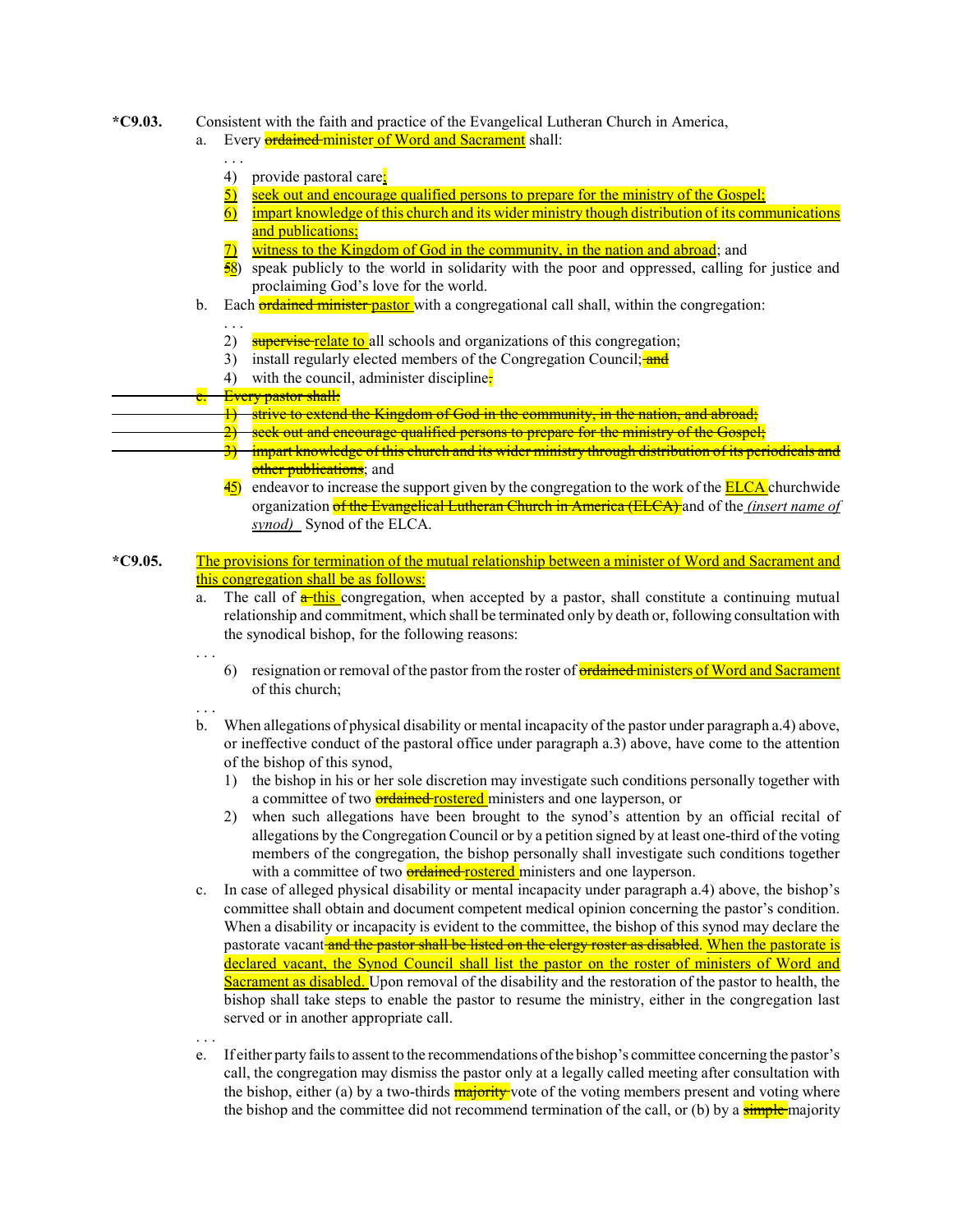**\*C9.03.** Consistent with the faith and practice of the Evangelical Lutheran Church in America,

a. Every ~~ordained~~ minister of Word and Sacrament shall:

. . .

4) provide pastoral care;
5) seek out and encourage qualified persons to prepare for the ministry of the Gospel;
6) impart knowledge of this church and its wider ministry though distribution of its communications and publications;
7) witness to the Kingdom of God in the community, in the nation and abroad; and
~~5~~8) speak publicly to the world in solidarity with the poor and oppressed, calling for justice and proclaiming God's love for the world.

b. Each ~~ordained minister~~ pastor with a congregational call shall, within the congregation:

. . .

2) ~~supervise~~ relate to all schools and organizations of this congregation;
3) install regularly elected members of the Congregation Council; ~~and~~
4) with the council, administer discipline~~.~~;

~~c. Every pastor shall:~~

~~1) strive to extend the Kingdom of God in the community, in the nation, and abroad;~~
~~2) seek out and encourage qualified persons to prepare for the ministry of the Gospel;~~
~~3) impart knowledge of this church and its wider ministry through distribution of its periodicals and other publications~~; and
~~4~~5) endeavor to increase the support given by the congregation to the work of the ELCA churchwide organization ~~of the Evangelical Lutheran Church in America (ELCA)~~ and of the *(insert name of synod)* Synod of the ELCA.

**\*C9.05.** The provisions for termination of the mutual relationship between a minister of Word and Sacrament and this congregation shall be as follows:

a. The call of ~~a~~ this congregation, when accepted by a pastor, shall constitute a continuing mutual relationship and commitment, which shall be terminated only by death or, following consultation with the synodical bishop, for the following reasons:

. . .

6) resignation or removal of the pastor from the roster of ~~ordained~~ ministers of Word and Sacrament of this church;

. . .

b. When allegations of physical disability or mental incapacity of the pastor under paragraph a.4) above, or ineffective conduct of the pastoral office under paragraph a.3) above, have come to the attention of the bishop of this synod,

1) the bishop in his or her sole discretion may investigate such conditions personally together with a committee of two ~~ordained~~ rostered ministers and one layperson, or
2) when such allegations have been brought to the synod's attention by an official recital of allegations by the Congregation Council or by a petition signed by at least one-third of the voting members of the congregation, the bishop personally shall investigate such conditions together with a committee of two ~~ordained~~ rostered ministers and one layperson.

c. In case of alleged physical disability or mental incapacity under paragraph a.4) above, the bishop's committee shall obtain and document competent medical opinion concerning the pastor's condition. When a disability or incapacity is evident to the committee, the bishop of this synod may declare the pastorate vacant ~~and the pastor shall be listed on the clergy roster as disabled~~. When the pastorate is declared vacant, the Synod Council shall list the pastor on the roster of ministers of Word and Sacrament as disabled. Upon removal of the disability and the restoration of the pastor to health, the bishop shall take steps to enable the pastor to resume the ministry, either in the congregation last served or in another appropriate call.

. . .

e. If either party fails to assent to the recommendations of the bishop's committee concerning the pastor's call, the congregation may dismiss the pastor only at a legally called meeting after consultation with the bishop, either (a) by a two-thirds ~~majority~~ vote of the voting members present and voting where the bishop and the committee did not recommend termination of the call, or (b) by a ~~simple~~ majority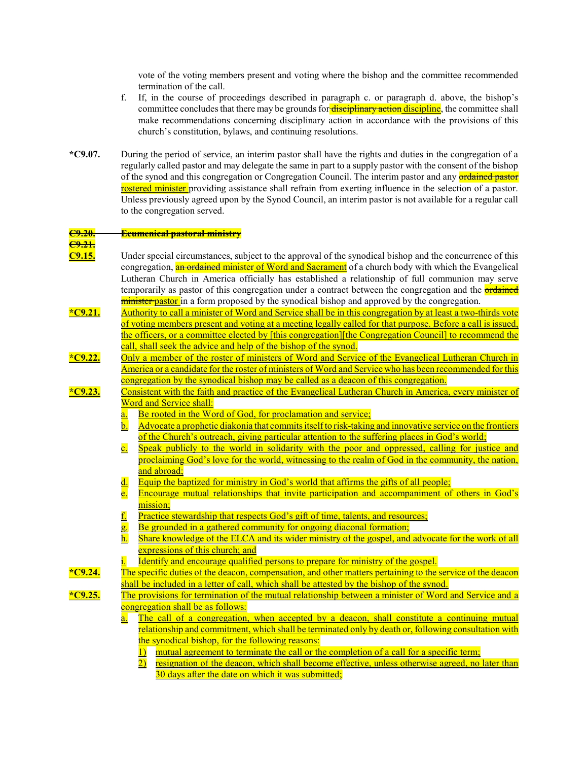vote of the voting members present and voting where the bishop and the committee recommended termination of the call.

f. If, in the course of proceedings described in paragraph c. or paragraph d. above, the bishop's committee concludes that there may be grounds for ~~disciplinary action~~ <u>discipline</u>, the committee shall make recommendations concerning disciplinary action in accordance with the provisions of this church's constitution, bylaws, and continuing resolutions.

**\*C9.07.** During the period of service, an interim pastor shall have the rights and duties in the congregation of a regularly called pastor and may delegate the same in part to a supply pastor with the consent of the bishop of the synod and this congregation or Congregation Council. The interim pastor and any ~~ordained pastor~~ <u>rostered minister</u> providing assistance shall refrain from exerting influence in the selection of a pastor. Unless previously agreed upon by the Synod Council, an interim pastor is not available for a regular call to the congregation served.

~~**C9.20. Ecumenical pastoral ministry**~~

~~**C9.21.**~~

<u>**C9.15.**</u> Under special circumstances, subject to the approval of the synodical bishop and the concurrence of this congregation, ~~an ordained~~ minister <u>of Word and Sacrament</u> of a church body with which the Evangelical Lutheran Church in America officially has established a relationship of full communion may serve temporarily as pastor of this congregation under a contract between the congregation and the ~~ordained minister~~ <u>pastor</u> in a form proposed by the synodical bishop and approved by the congregation.

<u>**\*C9.21.**</u> <u>Authority to call a minister of Word and Service shall be in this congregation by at least a two-thirds vote of voting members present and voting at a meeting legally called for that purpose. Before a call is issued, the officers, or a committee elected by [this congregation][the Congregation Council] to recommend the call, shall seek the advice and help of the bishop of the synod.</u>

<u>**\*C9.22.**</u> <u>Only a member of the roster of ministers of Word and Service of the Evangelical Lutheran Church in America or a candidate for the roster of ministers of Word and Service who has been recommended for this congregation by the synodical bishop may be called as a deacon of this congregation.</u>

<u>**\*C9.23.**</u> <u>Consistent with the faith and practice of the Evangelical Lutheran Church in America, every minister of Word and Service shall:</u>

<u>a. Be rooted in the Word of God, for proclamation and service;</u>

<u>b. Advocate a prophetic diakonia that commits itself to risk-taking and innovative service on the frontiers of the Church's outreach, giving particular attention to the suffering places in God's world;</u>

<u>c. Speak publicly to the world in solidarity with the poor and oppressed, calling for justice and proclaiming God's love for the world, witnessing to the realm of God in the community, the nation, and abroad;</u>

<u>d. Equip the baptized for ministry in God's world that affirms the gifts of all people;</u>

<u>e. Encourage mutual relationships that invite participation and accompaniment of others in God's mission;</u>

<u>f. Practice stewardship that respects God's gift of time, talents, and resources;</u>

<u>g. Be grounded in a gathered community for ongoing diaconal formation;</u>

<u>h. Share knowledge of the ELCA and its wider ministry of the gospel, and advocate for the work of all expressions of this church; and</u>

<u>i. Identify and encourage qualified persons to prepare for ministry of the gospel.</u>

<u>**\*C9.24.**</u> <u>The specific duties of the deacon, compensation, and other matters pertaining to the service of the deacon shall be included in a letter of call, which shall be attested by the bishop of the synod.</u>

<u>**\*C9.25.**</u> <u>The provisions for termination of the mutual relationship between a minister of Word and Service and a congregation shall be as follows:</u>

<u>a. The call of a congregation, when accepted by a deacon, shall constitute a continuing mutual relationship and commitment, which shall be terminated only by death or, following consultation with the synodical bishop, for the following reasons:</u>

<u>1) mutual agreement to terminate the call or the completion of a call for a specific term;</u>

<u>2) resignation of the deacon, which shall become effective, unless otherwise agreed, no later than 30 days after the date on which it was submitted;</u>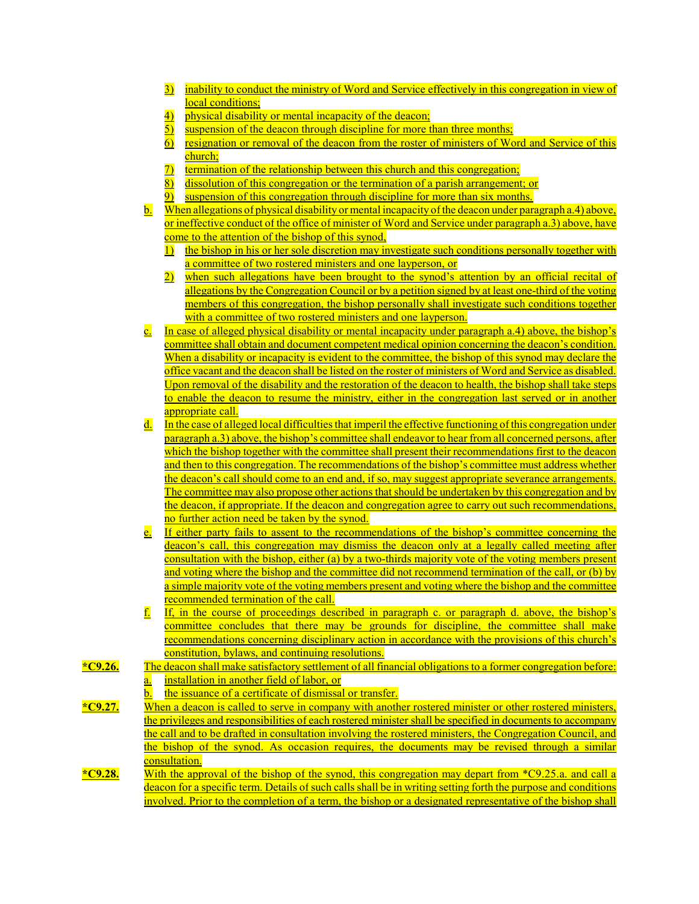3) inability to conduct the ministry of Word and Service effectively in this congregation in view of local conditions;
4) physical disability or mental incapacity of the deacon;
5) suspension of the deacon through discipline for more than three months;
6) resignation or removal of the deacon from the roster of ministers of Word and Service of this church;
7) termination of the relationship between this church and this congregation;
8) dissolution of this congregation or the termination of a parish arrangement; or
9) suspension of this congregation through discipline for more than six months.

b. When allegations of physical disability or mental incapacity of the deacon under paragraph a.4) above, or ineffective conduct of the office of minister of Word and Service under paragraph a.3) above, have come to the attention of the bishop of this synod,
   1) the bishop in his or her sole discretion may investigate such conditions personally together with a committee of two rostered ministers and one layperson, or
   2) when such allegations have been brought to the synod's attention by an official recital of allegations by the Congregation Council or by a petition signed by at least one-third of the voting members of this congregation, the bishop personally shall investigate such conditions together with a committee of two rostered ministers and one layperson.

c. In case of alleged physical disability or mental incapacity under paragraph a.4) above, the bishop's committee shall obtain and document competent medical opinion concerning the deacon's condition. When a disability or incapacity is evident to the committee, the bishop of this synod may declare the office vacant and the deacon shall be listed on the roster of ministers of Word and Service as disabled. Upon removal of the disability and the restoration of the deacon to health, the bishop shall take steps to enable the deacon to resume the ministry, either in the congregation last served or in another appropriate call.

d. In the case of alleged local difficulties that imperil the effective functioning of this congregation under paragraph a.3) above, the bishop's committee shall endeavor to hear from all concerned persons, after which the bishop together with the committee shall present their recommendations first to the deacon and then to this congregation. The recommendations of the bishop's committee must address whether the deacon's call should come to an end and, if so, may suggest appropriate severance arrangements. The committee may also propose other actions that should be undertaken by this congregation and by the deacon, if appropriate. If the deacon and congregation agree to carry out such recommendations, no further action need be taken by the synod.

e. If either party fails to assent to the recommendations of the bishop's committee concerning the deacon's call, this congregation may dismiss the deacon only at a legally called meeting after consultation with the bishop, either (a) by a two-thirds majority vote of the voting members present and voting where the bishop and the committee did not recommend termination of the call, or (b) by a simple majority vote of the voting members present and voting where the bishop and the committee recommended termination of the call.

f. If, in the course of proceedings described in paragraph c. or paragraph d. above, the bishop's committee concludes that there may be grounds for discipline, the committee shall make recommendations concerning disciplinary action in accordance with the provisions of this church's constitution, bylaws, and continuing resolutions.

**\*C9.26.** The deacon shall make satisfactory settlement of all financial obligations to a former congregation before:
a. installation in another field of labor, or
b. the issuance of a certificate of dismissal or transfer.

**\*C9.27.** When a deacon is called to serve in company with another rostered minister or other rostered ministers, the privileges and responsibilities of each rostered minister shall be specified in documents to accompany the call and to be drafted in consultation involving the rostered ministers, the Congregation Council, and the bishop of the synod. As occasion requires, the documents may be revised through a similar consultation.

**\*C9.28.** With the approval of the bishop of the synod, this congregation may depart from *C9.25.a. and call a deacon for a specific term. Details of such calls shall be in writing setting forth the purpose and conditions involved. Prior to the completion of a term, the bishop or a designated representative of the bishop shall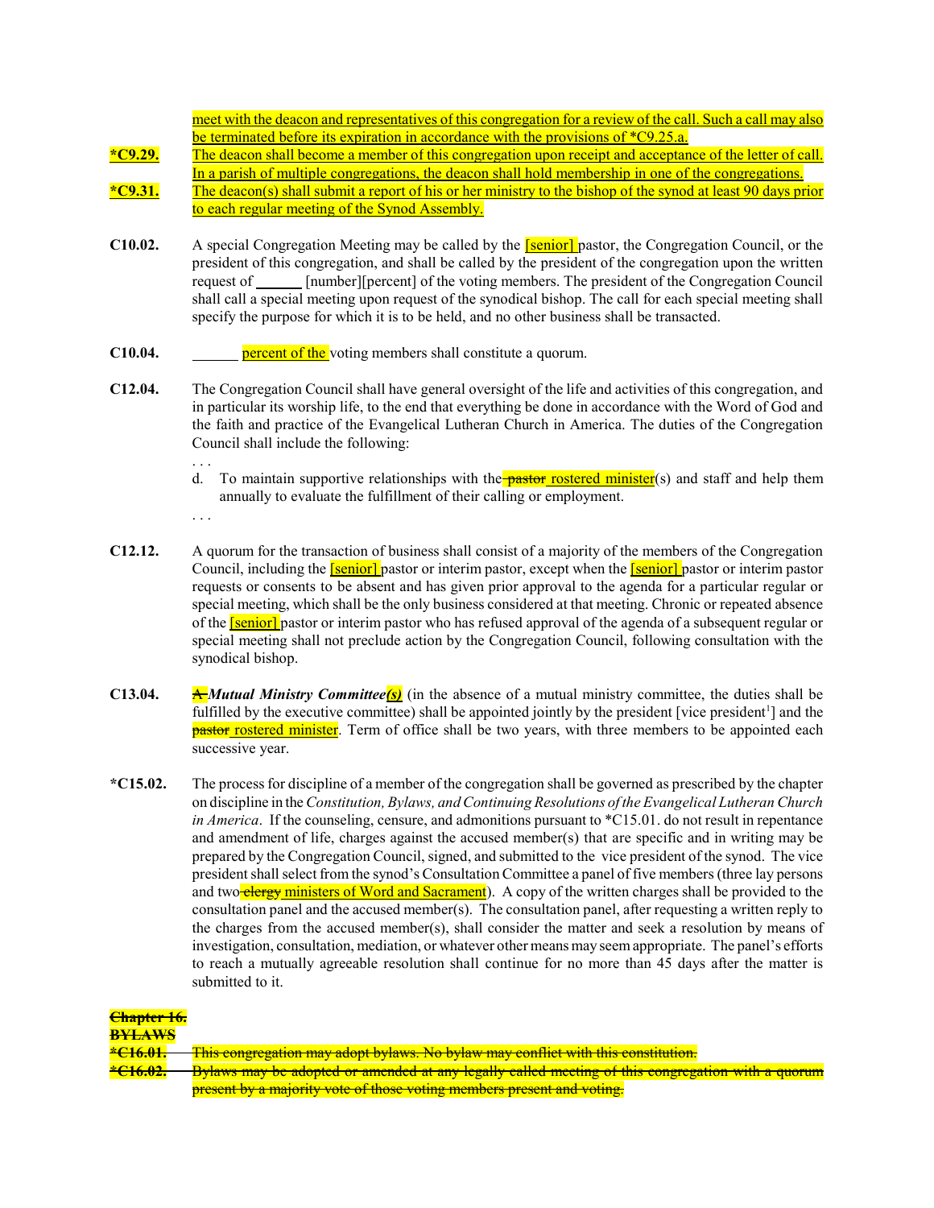meet with the deacon and representatives of this congregation for a review of the call. Such a call may also be terminated before its expiration in accordance with the provisions of *C9.25.a.

**\*C9.29.** The deacon shall become a member of this congregation upon receipt and acceptance of the letter of call. In a parish of multiple congregations, the deacon shall hold membership in one of the congregations.

**\*C9.31.** The deacon(s) shall submit a report of his or her ministry to the bishop of the synod at least 90 days prior to each regular meeting of the Synod Assembly.

**C10.02.** A special Congregation Meeting may be called by the [senior] pastor, the Congregation Council, or the president of this congregation, and shall be called by the president of the congregation upon the written request of ______ [number][percent] of the voting members. The president of the Congregation Council shall call a special meeting upon request of the synodical bishop. The call for each special meeting shall specify the purpose for which it is to be held, and no other business shall be transacted.

**C10.04.** ______ percent of the voting members shall constitute a quorum.

**C12.04.** The Congregation Council shall have general oversight of the life and activities of this congregation, and in particular its worship life, to the end that everything be done in accordance with the Word of God and the faith and practice of the Evangelical Lutheran Church in America. The duties of the Congregation Council shall include the following:

. . .

d. To maintain supportive relationships with the ~~pastor~~ rostered minister(s) and staff and help them annually to evaluate the fulfillment of their calling or employment.

. . .

**C12.12.** A quorum for the transaction of business shall consist of a majority of the members of the Congregation Council, including the [senior] pastor or interim pastor, except when the [senior] pastor or interim pastor requests or consents to be absent and has given prior approval to the agenda for a particular regular or special meeting, which shall be the only business considered at that meeting. Chronic or repeated absence of the [senior] pastor or interim pastor who has refused approval of the agenda of a subsequent regular or special meeting shall not preclude action by the Congregation Council, following consultation with the synodical bishop.

**C13.04.** ~~A~~ ***Mutual Ministry Committee(s)*** (in the absence of a mutual ministry committee, the duties shall be fulfilled by the executive committee) shall be appointed jointly by the president [vice president[1]] and the ~~pastor~~ rostered minister. Term of office shall be two years, with three members to be appointed each successive year.

**\*C15.02.** The process for discipline of a member of the congregation shall be governed as prescribed by the chapter on discipline in the *Constitution, Bylaws, and Continuing Resolutions of the Evangelical Lutheran Church in America*. If the counseling, censure, and admonitions pursuant to *C15.01. do not result in repentance and amendment of life, charges against the accused member(s) that are specific and in writing may be prepared by the Congregation Council, signed, and submitted to the vice president of the synod. The vice president shall select from the synod's Consultation Committee a panel of five members (three lay persons and two ~~clergy~~ ministers of Word and Sacrament). A copy of the written charges shall be provided to the consultation panel and the accused member(s). The consultation panel, after requesting a written reply to the charges from the accused member(s), shall consider the matter and seek a resolution by means of investigation, consultation, mediation, or whatever other means may seem appropriate. The panel's efforts to reach a mutually agreeable resolution shall continue for no more than 45 days after the matter is submitted to it.

~~**Chapter 16.**~~
~~**BYLAWS**~~

~~**\*C16.01.** This congregation may adopt bylaws. No bylaw may conflict with this constitution.~~

~~**\*C16.02.** Bylaws may be adopted or amended at any legally called meeting of this congregation with a quorum present by a majority vote of those voting members present and voting.~~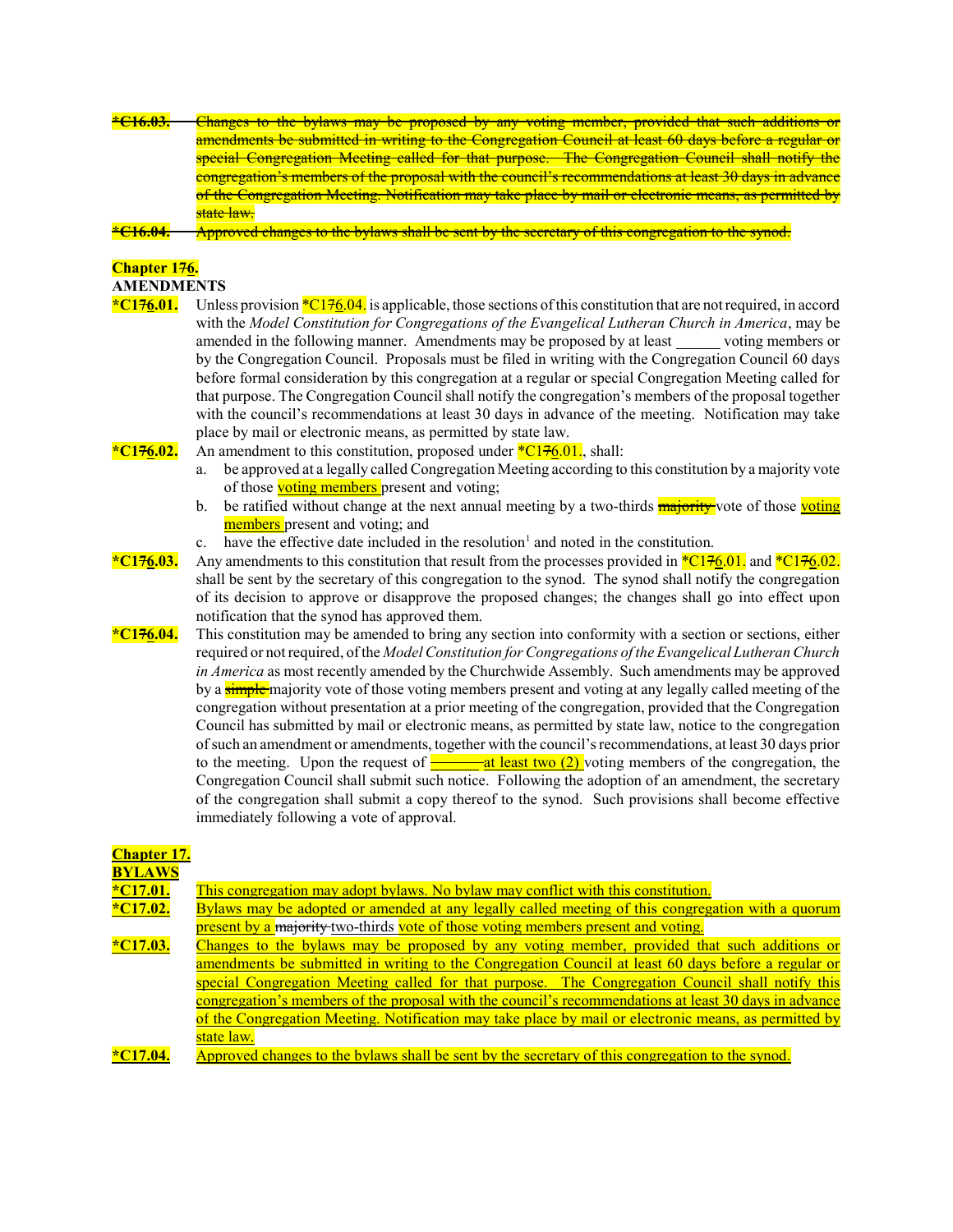~~**\*C16.03.** Changes to the bylaws may be proposed by any voting member, provided that such additions or amendments be submitted in writing to the Congregation Council at least 60 days before a regular or special Congregation Meeting called for that purpose. The Congregation Council shall notify the congregation's members of the proposal with the council's recommendations at least 30 days in advance of the Congregation Meeting. Notification may take place by mail or electronic means, as permitted by state law.~~

~~**\*C16.04.** Approved changes to the bylaws shall be sent by the secretary of this congregation to the synod.~~

**Chapter 1~~7~~6.**

**AMENDMENTS**

**\*C1~~7~~6.01.** Unless provision \*C1~~7~~6.04. is applicable, those sections of this constitution that are not required, in accord with the *Model Constitution for Congregations of the Evangelical Lutheran Church in America*, may be amended in the following manner. Amendments may be proposed by at least ______ voting members or by the Congregation Council. Proposals must be filed in writing with the Congregation Council 60 days before formal consideration by this congregation at a regular or special Congregation Meeting called for that purpose. The Congregation Council shall notify the congregation's members of the proposal together with the council's recommendations at least 30 days in advance of the meeting. Notification may take place by mail or electronic means, as permitted by state law.

**\*C1~~7~~6.02.** An amendment to this constitution, proposed under \*C1~~7~~6.01., shall:

a. be approved at a legally called Congregation Meeting according to this constitution by a majority vote of those voting members present and voting;

b. be ratified without change at the next annual meeting by a two-thirds ~~majority~~ vote of those voting members present and voting; and

c. have the effective date included in the resolution[1] and noted in the constitution.

**\*C1~~7~~6.03.** Any amendments to this constitution that result from the processes provided in \*C1~~7~~6.01. and \*C1~~7~~6.02. shall be sent by the secretary of this congregation to the synod. The synod shall notify the congregation of its decision to approve or disapprove the proposed changes; the changes shall go into effect upon notification that the synod has approved them.

**\*C1~~7~~6.04.** This constitution may be amended to bring any section into conformity with a section or sections, either required or not required, of the *Model Constitution for Congregations of the Evangelical Lutheran Church in America* as most recently amended by the Churchwide Assembly. Such amendments may be approved by a ~~simple~~ majority vote of those voting members present and voting at any legally called meeting of the congregation without presentation at a prior meeting of the congregation, provided that the Congregation Council has submitted by mail or electronic means, as permitted by state law, notice to the congregation of such an amendment or amendments, together with the council's recommendations, at least 30 days prior to the meeting. Upon the request of ~~______~~ at least two (2) voting members of the congregation, the Congregation Council shall submit such notice. Following the adoption of an amendment, the secretary of the congregation shall submit a copy thereof to the synod. Such provisions shall become effective immediately following a vote of approval.

**Chapter 17.**

**BYLAWS**

**\*C17.01.** This congregation may adopt bylaws. No bylaw may conflict with this constitution.

**\*C17.02.** Bylaws may be adopted or amended at any legally called meeting of this congregation with a quorum present by a ~~majority~~ two-thirds vote of those voting members present and voting.

**\*C17.03.** Changes to the bylaws may be proposed by any voting member, provided that such additions or amendments be submitted in writing to the Congregation Council at least 60 days before a regular or special Congregation Meeting called for that purpose. The Congregation Council shall notify this congregation's members of the proposal with the council's recommendations at least 30 days in advance of the Congregation Meeting. Notification may take place by mail or electronic means, as permitted by state law.

**\*C17.04.** Approved changes to the bylaws shall be sent by the secretary of this congregation to the synod.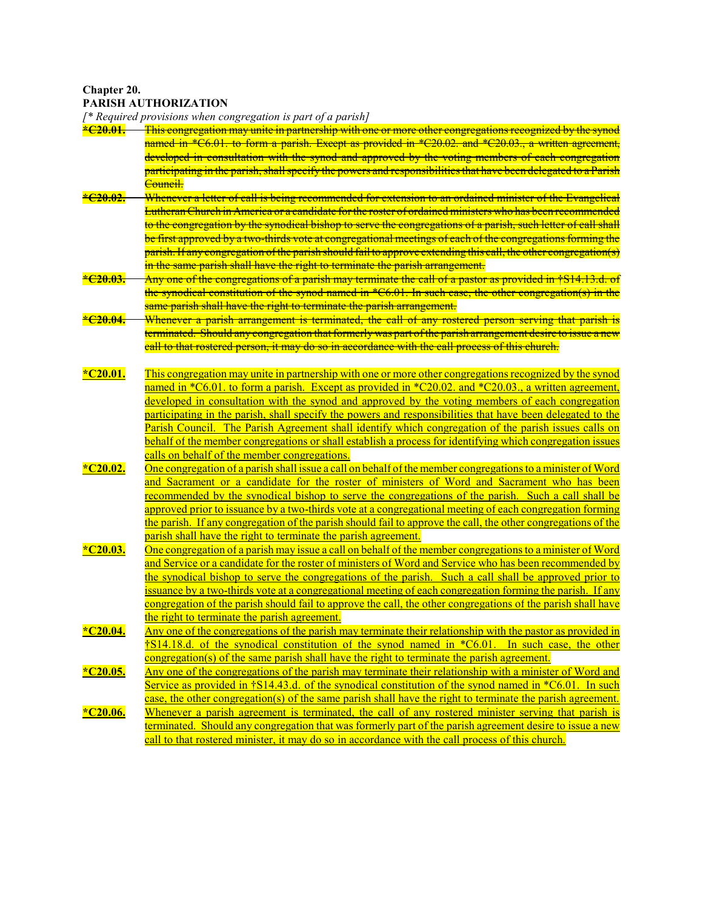**Chapter 20.**
**PARISH AUTHORIZATION**

*[* Required provisions when congregation is part of a parish]*

~~**\*C20.01.** This congregation may unite in partnership with one or more other congregations recognized by the synod named in *C6.01. to form a parish. Except as provided in *C20.02. and *C20.03., a written agreement, developed in consultation with the synod and approved by the voting members of each congregation participating in the parish, shall specify the powers and responsibilities that have been delegated to a Parish Council.~~

~~**\*C20.02.** Whenever a letter of call is being recommended for extension to an ordained minister of the Evangelical Lutheran Church in America or a candidate for the roster of ordained ministers who has been recommended to the congregation by the synodical bishop to serve the congregations of a parish, such letter of call shall be first approved by a two-thirds vote at congregational meetings of each of the congregations forming the parish. If any congregation of the parish should fail to approve extending this call, the other congregation(s) in the same parish shall have the right to terminate the parish arrangement.~~

~~**\*C20.03.** Any one of the congregations of a parish may terminate the call of a pastor as provided in †S14.13.d. of the synodical constitution of the synod named in *C6.01. In such case, the other congregation(s) in the same parish shall have the right to terminate the parish arrangement.~~

~~**\*C20.04.** Whenever a parish arrangement is terminated, the call of any rostered person serving that parish is terminated. Should any congregation that formerly was part of the parish arrangement desire to issue a new call to that rostered person, it may do so in accordance with the call process of this church.~~

**\*C20.01.** This congregation may unite in partnership with one or more other congregations recognized by the synod named in *C6.01. to form a parish. Except as provided in *C20.02. and *C20.03., a written agreement, developed in consultation with the synod and approved by the voting members of each congregation participating in the parish, shall specify the powers and responsibilities that have been delegated to the Parish Council. The Parish Agreement shall identify which congregation of the parish issues calls on behalf of the member congregations or shall establish a process for identifying which congregation issues calls on behalf of the member congregations.

**\*C20.02.** One congregation of a parish shall issue a call on behalf of the member congregations to a minister of Word and Sacrament or a candidate for the roster of ministers of Word and Sacrament who has been recommended by the synodical bishop to serve the congregations of the parish. Such a call shall be approved prior to issuance by a two-thirds vote at a congregational meeting of each congregation forming the parish. If any congregation of the parish should fail to approve the call, the other congregations of the parish shall have the right to terminate the parish agreement.

**\*C20.03.** One congregation of a parish may issue a call on behalf of the member congregations to a minister of Word and Service or a candidate for the roster of ministers of Word and Service who has been recommended by the synodical bishop to serve the congregations of the parish. Such a call shall be approved prior to issuance by a two-thirds vote at a congregational meeting of each congregation forming the parish. If any congregation of the parish should fail to approve the call, the other congregations of the parish shall have the right to terminate the parish agreement.

**\*C20.04.** Any one of the congregations of the parish may terminate their relationship with the pastor as provided in †S14.18.d. of the synodical constitution of the synod named in *C6.01. In such case, the other congregation(s) of the same parish shall have the right to terminate the parish agreement.

**\*C20.05.** Any one of the congregations of the parish may terminate their relationship with a minister of Word and Service as provided in †S14.43.d. of the synodical constitution of the synod named in *C6.01. In such case, the other congregation(s) of the same parish shall have the right to terminate the parish agreement.

**\*C20.06.** Whenever a parish agreement is terminated, the call of any rostered minister serving that parish is terminated. Should any congregation that was formerly part of the parish agreement desire to issue a new call to that rostered minister, it may do so in accordance with the call process of this church.